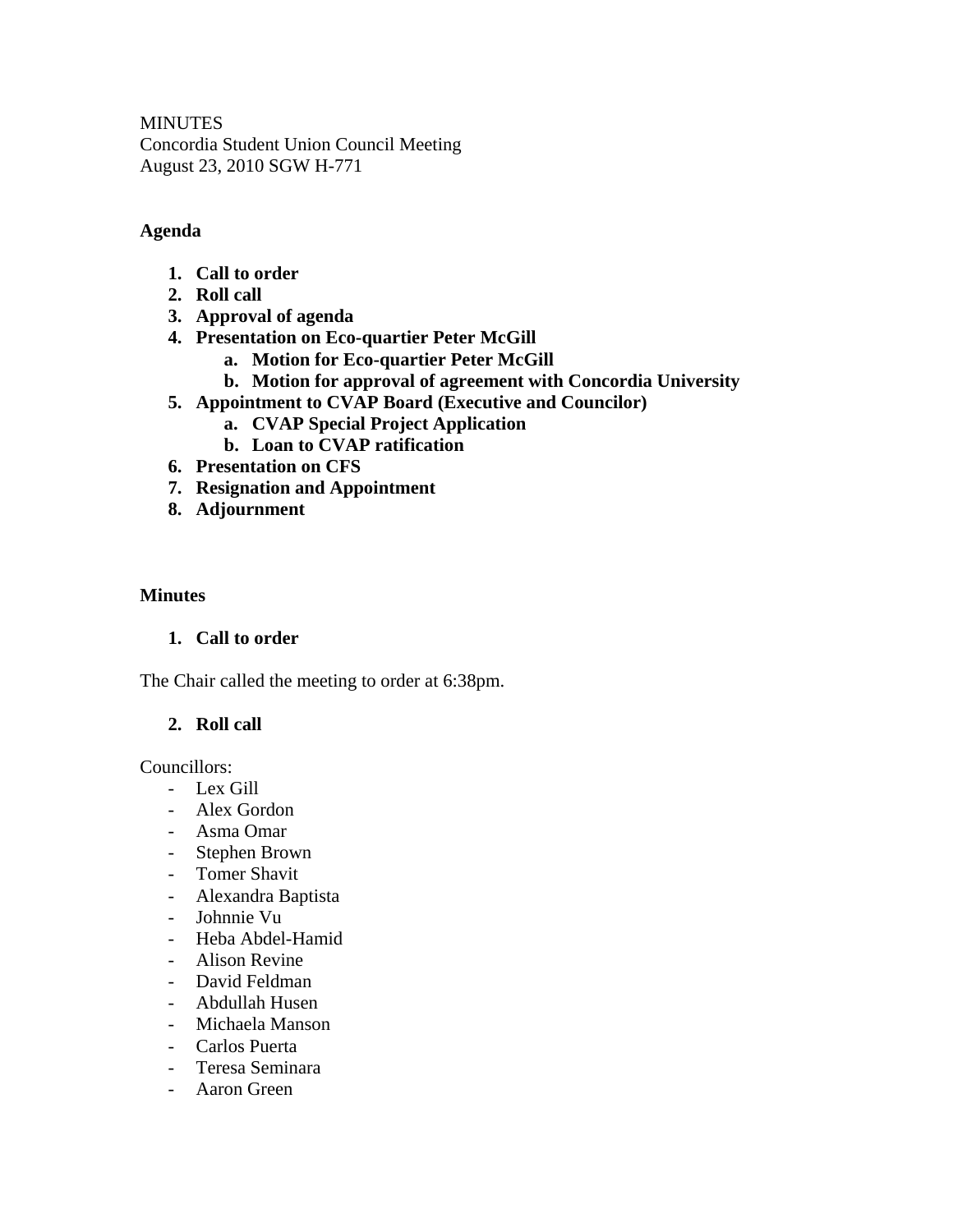MINUTES
Concordia Student Union Council Meeting
August 23, 2010 SGW H-771

## Agenda

1. **Call to order**
2. **Roll call**
3. **Approval of agenda**
4. **Presentation on Eco-quartier Peter McGill**
   a. **Motion for Eco-quartier Peter McGill**
   b. **Motion for approval of agreement with Concordia University**
5. **Appointment to CVAP Board (Executive and Councilor)**
   a. **CVAP Special Project Application**
   b. **Loan to CVAP ratification**
6. **Presentation on CFS**
7. **Resignation and Appointment**
8. **Adjournment**

## Minutes

### 1. Call to order

The Chair called the meeting to order at 6:38pm.

### 2. Roll call

Councillors:
- Lex Gill
- Alex Gordon
- Asma Omar
- Stephen Brown
- Tomer Shavit
- Alexandra Baptista
- Johnnie Vu
- Heba Abdel-Hamid
- Alison Revine
- David Feldman
- Abdullah Husen
- Michaela Manson
- Carlos Puerta
- Teresa Seminara
- Aaron Green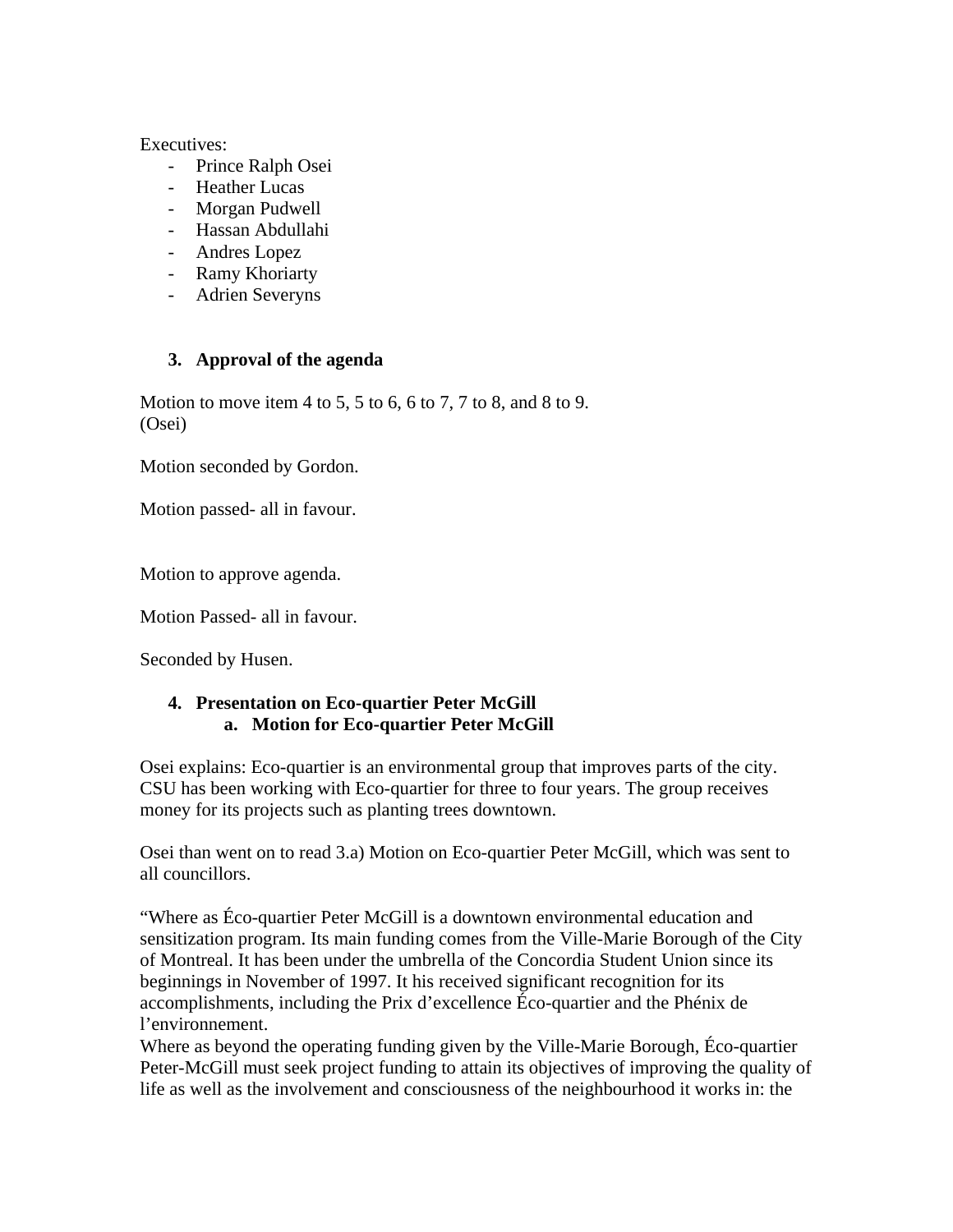Executives:

- Prince Ralph Osei
- Heather Lucas
- Morgan Pudwell
- Hassan Abdullahi
- Andres Lopez
- Ramy Khoriarty
- Adrien Severyns

## 3. Approval of the agenda

Motion to move item 4 to 5, 5 to 6, 6 to 7, 7 to 8, and 8 to 9.
(Osei)

Motion seconded by Gordon.

Motion passed- all in favour.

Motion to approve agenda.

Motion Passed- all in favour.

Seconded by Husen.

## 4. Presentation on Eco-quartier Peter McGill

### a. Motion for Eco-quartier Peter McGill

Osei explains: Eco-quartier is an environmental group that improves parts of the city. CSU has been working with Eco-quartier for three to four years. The group receives money for its projects such as planting trees downtown.

Osei than went on to read 3.a) Motion on Eco-quartier Peter McGill, which was sent to all councillors.

"Where as Éco-quartier Peter McGill is a downtown environmental education and sensitization program. Its main funding comes from the Ville-Marie Borough of the City of Montreal. It has been under the umbrella of the Concordia Student Union since its beginnings in November of 1997. It his received significant recognition for its accomplishments, including the Prix d'excellence Éco-quartier and the Phénix de l'environnement.
Where as beyond the operating funding given by the Ville-Marie Borough, Éco-quartier Peter-McGill must seek project funding to attain its objectives of improving the quality of life as well as the involvement and consciousness of the neighbourhood it works in: the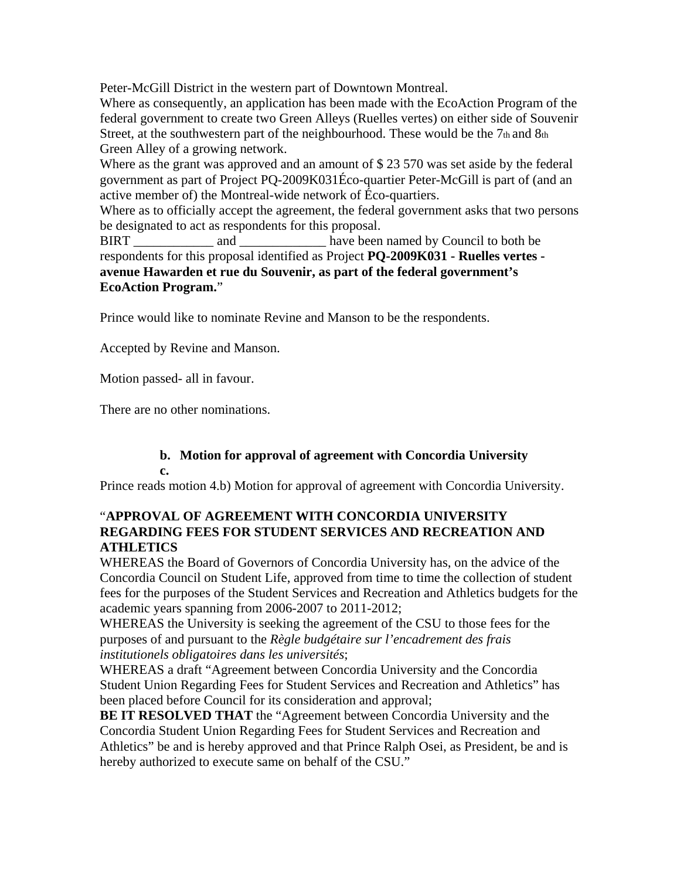Peter-McGill District in the western part of Downtown Montreal.
Where as consequently, an application has been made with the EcoAction Program of the federal government to create two Green Alleys (Ruelles vertes) on either side of Souvenir Street, at the southwestern part of the neighbourhood. These would be the 7th and 8th Green Alley of a growing network.
Where as the grant was approved and an amount of $ 23 570 was set aside by the federal government as part of Project PQ-2009K031Éco-quartier Peter-McGill is part of (and an active member of) the Montreal-wide network of Éco-quartiers.
Where as to officially accept the agreement, the federal government asks that two persons be designated to act as respondents for this proposal.
BIRT ____________ and _____________ have been named by Council to both be respondents for this proposal identified as Project **PQ-2009K031 - Ruelles vertes - avenue Hawarden et rue du Souvenir, as part of the federal government's EcoAction Program.**"

Prince would like to nominate Revine and Manson to be the respondents.

Accepted by Revine and Manson.

Motion passed- all in favour.

There are no other nominations.

**b. Motion for approval of agreement with Concordia University**

**c.**

Prince reads motion 4.b) Motion for approval of agreement with Concordia University.

"**APPROVAL OF AGREEMENT WITH CONCORDIA UNIVERSITY REGARDING FEES FOR STUDENT SERVICES AND RECREATION AND ATHLETICS**
WHEREAS the Board of Governors of Concordia University has, on the advice of the Concordia Council on Student Life, approved from time to time the collection of student fees for the purposes of the Student Services and Recreation and Athletics budgets for the academic years spanning from 2006-2007 to 2011-2012;
WHEREAS the University is seeking the agreement of the CSU to those fees for the purposes of and pursuant to the *Règle budgétaire sur l'encadrement des frais institutionels obligatoires dans les universités*;
WHEREAS a draft "Agreement between Concordia University and the Concordia Student Union Regarding Fees for Student Services and Recreation and Athletics" has been placed before Council for its consideration and approval;
**BE IT RESOLVED THAT** the "Agreement between Concordia University and the Concordia Student Union Regarding Fees for Student Services and Recreation and Athletics" be and is hereby approved and that Prince Ralph Osei, as President, be and is hereby authorized to execute same on behalf of the CSU."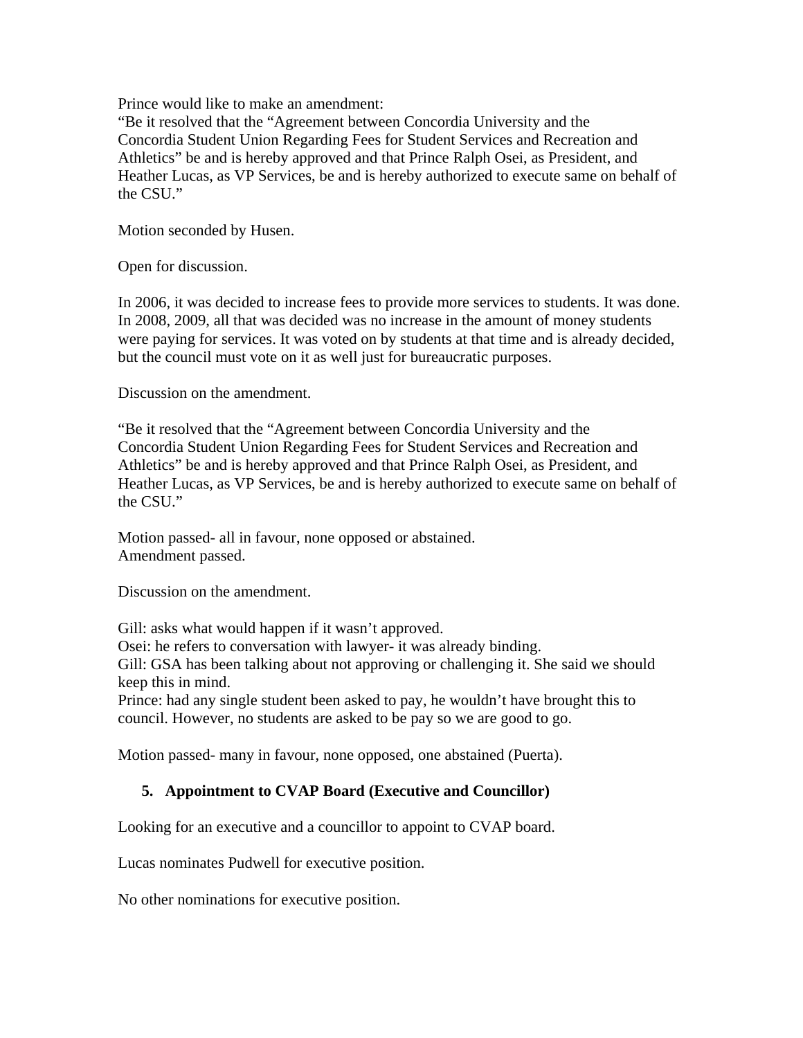Prince would like to make an amendment:
"Be it resolved that the "Agreement between Concordia University and the Concordia Student Union Regarding Fees for Student Services and Recreation and Athletics" be and is hereby approved and that Prince Ralph Osei, as President, and Heather Lucas, as VP Services, be and is hereby authorized to execute same on behalf of the CSU."

Motion seconded by Husen.

Open for discussion.

In 2006, it was decided to increase fees to provide more services to students. It was done. In 2008, 2009, all that was decided was no increase in the amount of money students were paying for services. It was voted on by students at that time and is already decided, but the council must vote on it as well just for bureaucratic purposes.

Discussion on the amendment.

"Be it resolved that the "Agreement between Concordia University and the Concordia Student Union Regarding Fees for Student Services and Recreation and Athletics" be and is hereby approved and that Prince Ralph Osei, as President, and Heather Lucas, as VP Services, be and is hereby authorized to execute same on behalf of the CSU."

Motion passed- all in favour, none opposed or abstained.
Amendment passed.

Discussion on the amendment.

Gill: asks what would happen if it wasn't approved.
Osei: he refers to conversation with lawyer- it was already binding.
Gill: GSA has been talking about not approving or challenging it. She said we should keep this in mind.
Prince: had any single student been asked to pay, he wouldn't have brought this to council. However, no students are asked to be pay so we are good to go.

Motion passed- many in favour, none opposed, one abstained (Puerta).

### 5. Appointment to CVAP Board (Executive and Councillor)

Looking for an executive and a councillor to appoint to CVAP board.

Lucas nominates Pudwell for executive position.

No other nominations for executive position.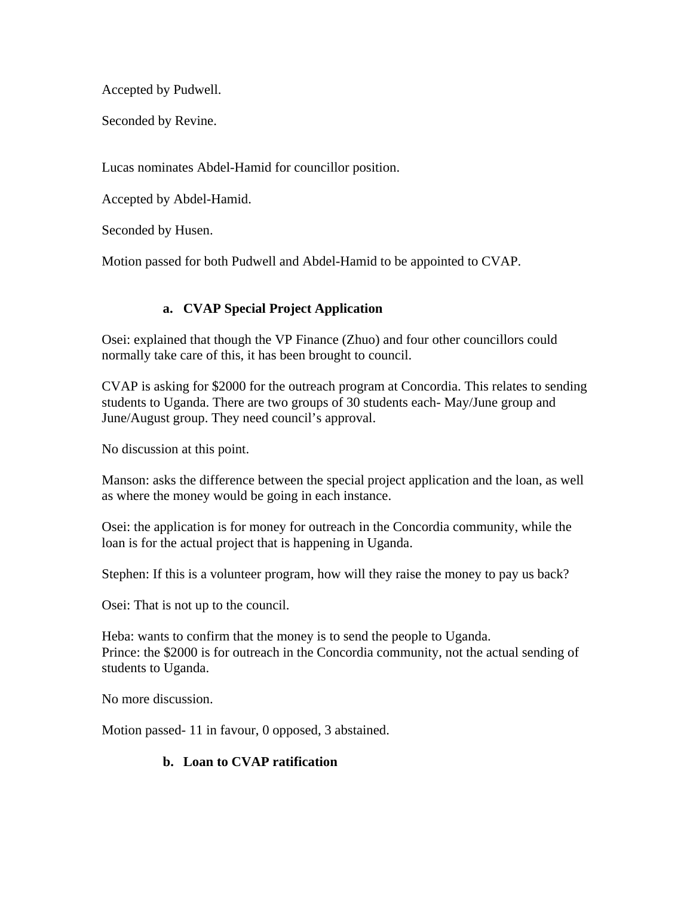Accepted by Pudwell.

Seconded by Revine.

Lucas nominates Abdel-Hamid for councillor position.

Accepted by Abdel-Hamid.

Seconded by Husen.

Motion passed for both Pudwell and Abdel-Hamid to be appointed to CVAP.

### a. CVAP Special Project Application

Osei: explained that though the VP Finance (Zhuo) and four other councillors could normally take care of this, it has been brought to council.

CVAP is asking for $2000 for the outreach program at Concordia. This relates to sending students to Uganda. There are two groups of 30 students each- May/June group and June/August group. They need council's approval.

No discussion at this point.

Manson: asks the difference between the special project application and the loan, as well as where the money would be going in each instance.

Osei: the application is for money for outreach in the Concordia community, while the loan is for the actual project that is happening in Uganda.

Stephen: If this is a volunteer program, how will they raise the money to pay us back?

Osei: That is not up to the council.

Heba: wants to confirm that the money is to send the people to Uganda.
Prince: the $2000 is for outreach in the Concordia community, not the actual sending of students to Uganda.

No more discussion.

Motion passed- 11 in favour, 0 opposed, 3 abstained.

### b. Loan to CVAP ratification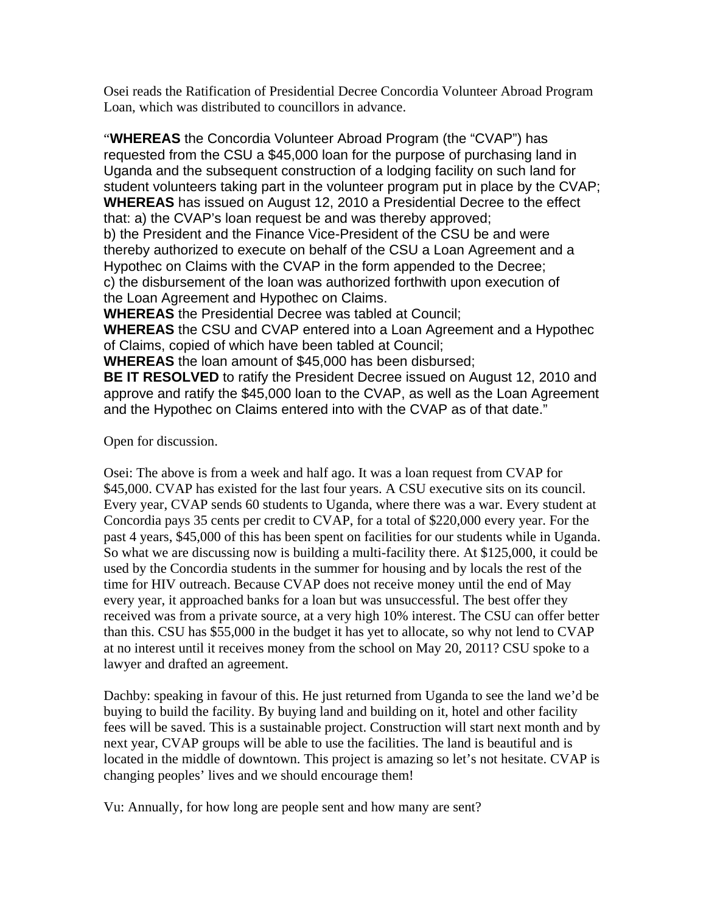Osei reads the Ratification of Presidential Decree Concordia Volunteer Abroad Program Loan, which was distributed to councillors in advance.

"**WHEREAS** the Concordia Volunteer Abroad Program (the "CVAP") has requested from the CSU a $45,000 loan for the purpose of purchasing land in Uganda and the subsequent construction of a lodging facility on such land for student volunteers taking part in the volunteer program put in place by the CVAP;
**WHEREAS** has issued on August 12, 2010 a Presidential Decree to the effect that: a) the CVAP's loan request be and was thereby approved;
b) the President and the Finance Vice-President of the CSU be and were thereby authorized to execute on behalf of the CSU a Loan Agreement and a Hypothec on Claims with the CVAP in the form appended to the Decree;
c) the disbursement of the loan was authorized forthwith upon execution of the Loan Agreement and Hypothec on Claims.
**WHEREAS** the Presidential Decree was tabled at Council;
**WHEREAS** the CSU and CVAP entered into a Loan Agreement and a Hypothec of Claims, copied of which have been tabled at Council;
**WHEREAS** the loan amount of $45,000 has been disbursed;
**BE IT RESOLVED** to ratify the President Decree issued on August 12, 2010 and approve and ratify the $45,000 loan to the CVAP, as well as the Loan Agreement and the Hypothec on Claims entered into with the CVAP as of that date."

Open for discussion.

Osei: The above is from a week and half ago. It was a loan request from CVAP for $45,000. CVAP has existed for the last four years. A CSU executive sits on its council. Every year, CVAP sends 60 students to Uganda, where there was a war. Every student at Concordia pays 35 cents per credit to CVAP, for a total of $220,000 every year. For the past 4 years, $45,000 of this has been spent on facilities for our students while in Uganda. So what we are discussing now is building a multi-facility there. At $125,000, it could be used by the Concordia students in the summer for housing and by locals the rest of the time for HIV outreach. Because CVAP does not receive money until the end of May every year, it approached banks for a loan but was unsuccessful. The best offer they received was from a private source, at a very high 10% interest. The CSU can offer better than this. CSU has $55,000 in the budget it has yet to allocate, so why not lend to CVAP at no interest until it receives money from the school on May 20, 2011? CSU spoke to a lawyer and drafted an agreement.

Dachby: speaking in favour of this. He just returned from Uganda to see the land we'd be buying to build the facility. By buying land and building on it, hotel and other facility fees will be saved. This is a sustainable project. Construction will start next month and by next year, CVAP groups will be able to use the facilities. The land is beautiful and is located in the middle of downtown. This project is amazing so let's not hesitate. CVAP is changing peoples' lives and we should encourage them!

Vu: Annually, for how long are people sent and how many are sent?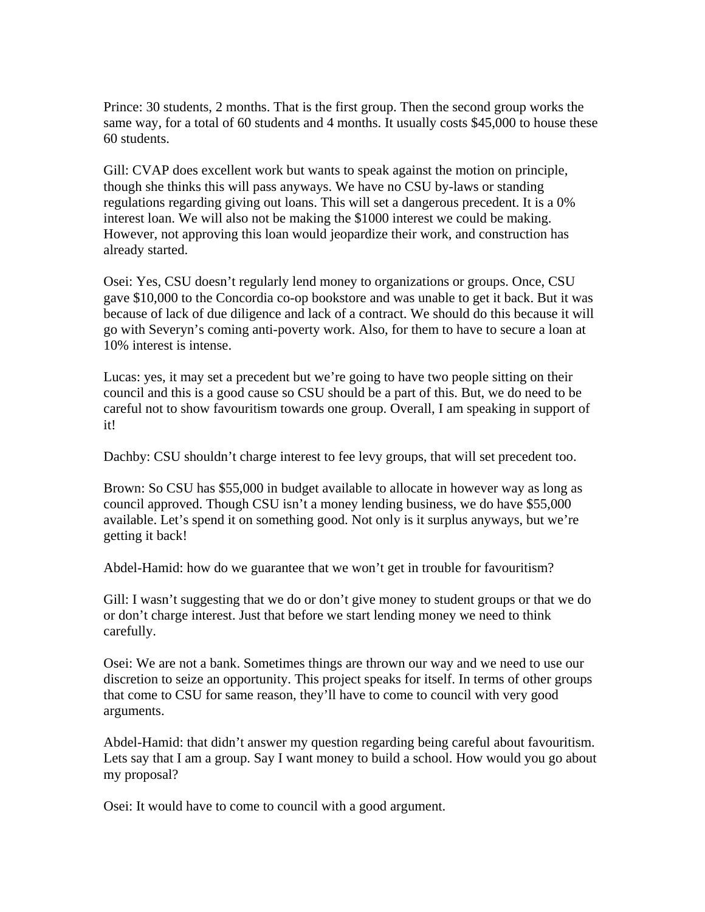Prince: 30 students, 2 months. That is the first group. Then the second group works the same way, for a total of 60 students and 4 months. It usually costs $45,000 to house these 60 students.

Gill: CVAP does excellent work but wants to speak against the motion on principle, though she thinks this will pass anyways. We have no CSU by-laws or standing regulations regarding giving out loans. This will set a dangerous precedent. It is a 0% interest loan. We will also not be making the $1000 interest we could be making. However, not approving this loan would jeopardize their work, and construction has already started.

Osei: Yes, CSU doesn't regularly lend money to organizations or groups. Once, CSU gave $10,000 to the Concordia co-op bookstore and was unable to get it back. But it was because of lack of due diligence and lack of a contract. We should do this because it will go with Severyn's coming anti-poverty work. Also, for them to have to secure a loan at 10% interest is intense.

Lucas: yes, it may set a precedent but we're going to have two people sitting on their council and this is a good cause so CSU should be a part of this. But, we do need to be careful not to show favouritism towards one group. Overall, I am speaking in support of it!

Dachby: CSU shouldn't charge interest to fee levy groups, that will set precedent too.

Brown: So CSU has $55,000 in budget available to allocate in however way as long as council approved. Though CSU isn't a money lending business, we do have $55,000 available. Let's spend it on something good. Not only is it surplus anyways, but we're getting it back!

Abdel-Hamid: how do we guarantee that we won't get in trouble for favouritism?

Gill: I wasn't suggesting that we do or don't give money to student groups or that we do or don't charge interest. Just that before we start lending money we need to think carefully.

Osei: We are not a bank. Sometimes things are thrown our way and we need to use our discretion to seize an opportunity. This project speaks for itself. In terms of other groups that come to CSU for same reason, they'll have to come to council with very good arguments.

Abdel-Hamid: that didn't answer my question regarding being careful about favouritism. Lets say that I am a group. Say I want money to build a school. How would you go about my proposal?

Osei: It would have to come to council with a good argument.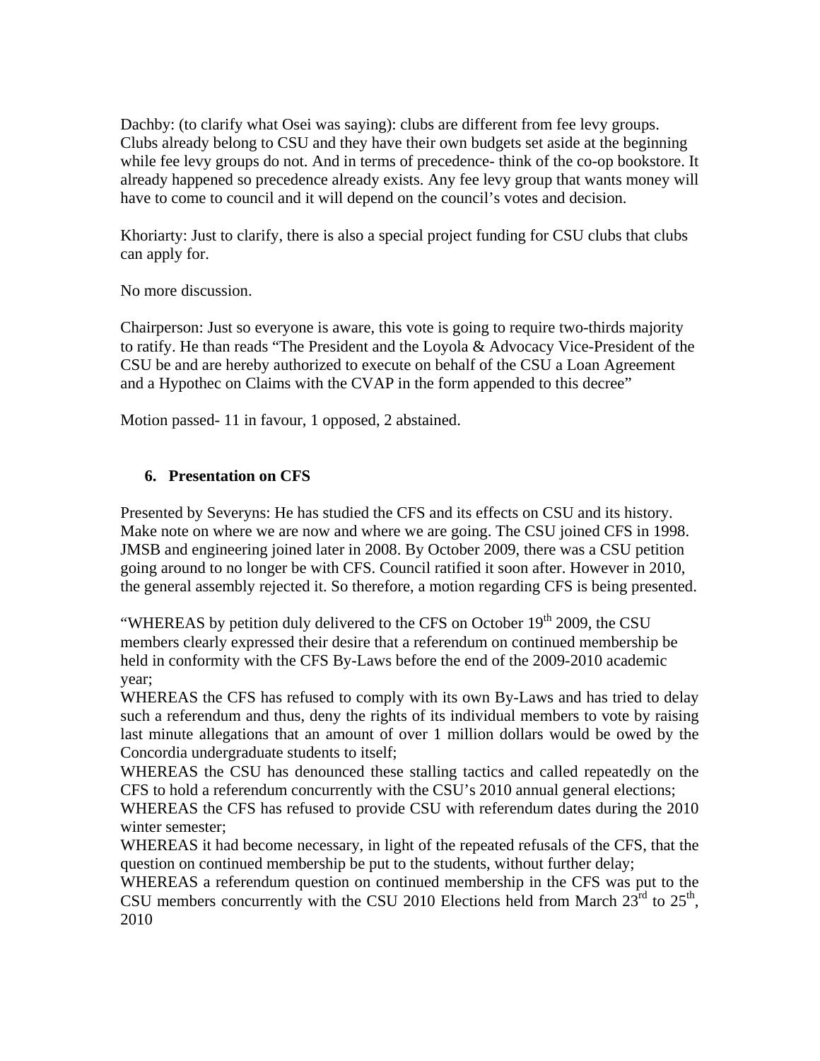Dachby: (to clarify what Osei was saying): clubs are different from fee levy groups. Clubs already belong to CSU and they have their own budgets set aside at the beginning while fee levy groups do not. And in terms of precedence- think of the co-op bookstore. It already happened so precedence already exists. Any fee levy group that wants money will have to come to council and it will depend on the council's votes and decision.

Khoriarty: Just to clarify, there is also a special project funding for CSU clubs that clubs can apply for.

No more discussion.

Chairperson: Just so everyone is aware, this vote is going to require two-thirds majority to ratify. He than reads "The President and the Loyola & Advocacy Vice-President of the CSU be and are hereby authorized to execute on behalf of the CSU a Loan Agreement and a Hypothec on Claims with the CVAP in the form appended to this decree"

Motion passed- 11 in favour, 1 opposed, 2 abstained.

### 6. Presentation on CFS

Presented by Severyns: He has studied the CFS and its effects on CSU and its history. Make note on where we are now and where we are going. The CSU joined CFS in 1998. JMSB and engineering joined later in 2008. By October 2009, there was a CSU petition going around to no longer be with CFS. Council ratified it soon after. However in 2010, the general assembly rejected it. So therefore, a motion regarding CFS is being presented.

"WHEREAS by petition duly delivered to the CFS on October 19th 2009, the CSU members clearly expressed their desire that a referendum on continued membership be held in conformity with the CFS By-Laws before the end of the 2009-2010 academic year;
WHEREAS the CFS has refused to comply with its own By-Laws and has tried to delay such a referendum and thus, deny the rights of its individual members to vote by raising last minute allegations that an amount of over 1 million dollars would be owed by the Concordia undergraduate students to itself;
WHEREAS the CSU has denounced these stalling tactics and called repeatedly on the CFS to hold a referendum concurrently with the CSU's 2010 annual general elections;
WHEREAS the CFS has refused to provide CSU with referendum dates during the 2010 winter semester;
WHEREAS it had become necessary, in light of the repeated refusals of the CFS, that the question on continued membership be put to the students, without further delay;
WHEREAS a referendum question on continued membership in the CFS was put to the CSU members concurrently with the CSU 2010 Elections held from March 23rd to 25th, 2010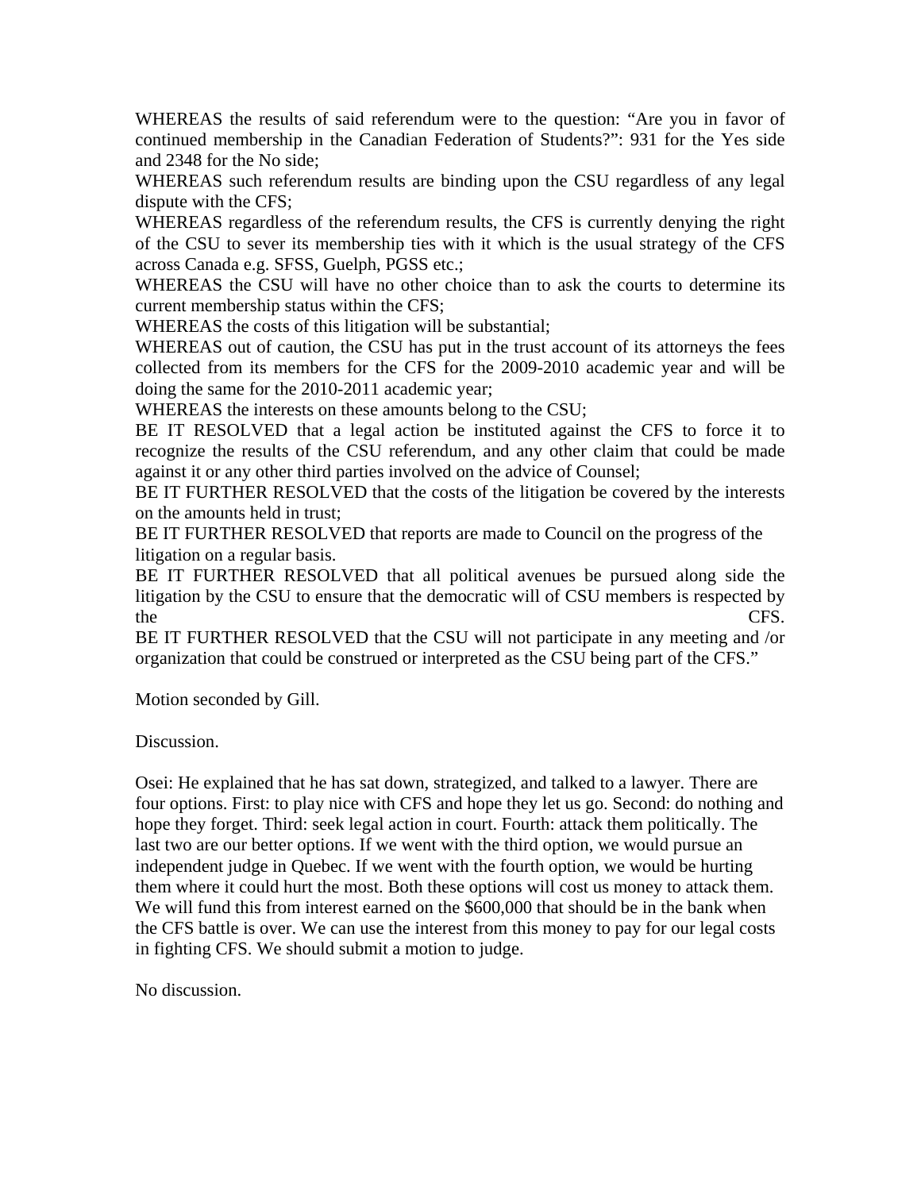WHEREAS the results of said referendum were to the question: "Are you in favor of continued membership in the Canadian Federation of Students?": 931 for the Yes side and 2348 for the No side;

WHEREAS such referendum results are binding upon the CSU regardless of any legal dispute with the CFS;

WHEREAS regardless of the referendum results, the CFS is currently denying the right of the CSU to sever its membership ties with it which is the usual strategy of the CFS across Canada e.g. SFSS, Guelph, PGSS etc.;

WHEREAS the CSU will have no other choice than to ask the courts to determine its current membership status within the CFS;

WHEREAS the costs of this litigation will be substantial;

WHEREAS out of caution, the CSU has put in the trust account of its attorneys the fees collected from its members for the CFS for the 2009-2010 academic year and will be doing the same for the 2010-2011 academic year;

WHEREAS the interests on these amounts belong to the CSU;

BE IT RESOLVED that a legal action be instituted against the CFS to force it to recognize the results of the CSU referendum, and any other claim that could be made against it or any other third parties involved on the advice of Counsel;

BE IT FURTHER RESOLVED that the costs of the litigation be covered by the interests on the amounts held in trust;

BE IT FURTHER RESOLVED that reports are made to Council on the progress of the litigation on a regular basis.

BE IT FURTHER RESOLVED that all political avenues be pursued along side the litigation by the CSU to ensure that the democratic will of CSU members is respected by the CFS.

BE IT FURTHER RESOLVED that the CSU will not participate in any meeting and /or organization that could be construed or interpreted as the CSU being part of the CFS."

Motion seconded by Gill.

Discussion.

Osei: He explained that he has sat down, strategized, and talked to a lawyer. There are four options. First: to play nice with CFS and hope they let us go. Second: do nothing and hope they forget. Third: seek legal action in court. Fourth: attack them politically. The last two are our better options. If we went with the third option, we would pursue an independent judge in Quebec. If we went with the fourth option, we would be hurting them where it could hurt the most. Both these options will cost us money to attack them. We will fund this from interest earned on the $600,000 that should be in the bank when the CFS battle is over. We can use the interest from this money to pay for our legal costs in fighting CFS. We should submit a motion to judge.

No discussion.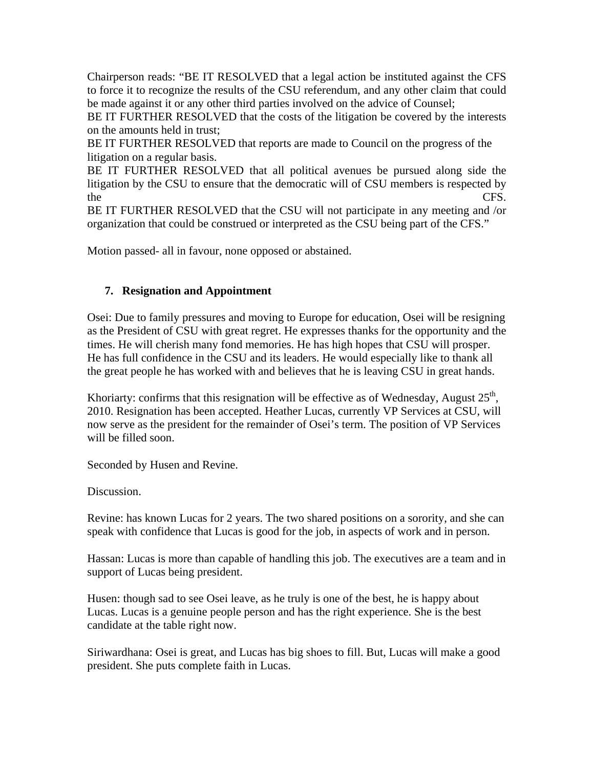Chairperson reads: "BE IT RESOLVED that a legal action be instituted against the CFS to force it to recognize the results of the CSU referendum, and any other claim that could be made against it or any other third parties involved on the advice of Counsel;
BE IT FURTHER RESOLVED that the costs of the litigation be covered by the interests on the amounts held in trust;
BE IT FURTHER RESOLVED that reports are made to Council on the progress of the litigation on a regular basis.
BE IT FURTHER RESOLVED that all political avenues be pursued along side the litigation by the CSU to ensure that the democratic will of CSU members is respected by the CFS.
BE IT FURTHER RESOLVED that the CSU will not participate in any meeting and /or organization that could be construed or interpreted as the CSU being part of the CFS."

Motion passed- all in favour, none opposed or abstained.

7. **Resignation and Appointment**

Osei: Due to family pressures and moving to Europe for education, Osei will be resigning as the President of CSU with great regret. He expresses thanks for the opportunity and the times. He will cherish many fond memories. He has high hopes that CSU will prosper. He has full confidence in the CSU and its leaders. He would especially like to thank all the great people he has worked with and believes that he is leaving CSU in great hands.

Khoriarty: confirms that this resignation will be effective as of Wednesday, August 25th, 2010. Resignation has been accepted. Heather Lucas, currently VP Services at CSU, will now serve as the president for the remainder of Osei's term. The position of VP Services will be filled soon.

Seconded by Husen and Revine.

Discussion.

Revine: has known Lucas for 2 years. The two shared positions on a sorority, and she can speak with confidence that Lucas is good for the job, in aspects of work and in person.

Hassan: Lucas is more than capable of handling this job. The executives are a team and in support of Lucas being president.

Husen: though sad to see Osei leave, as he truly is one of the best, he is happy about Lucas. Lucas is a genuine people person and has the right experience. She is the best candidate at the table right now.

Siriwardhana: Osei is great, and Lucas has big shoes to fill. But, Lucas will make a good president. She puts complete faith in Lucas.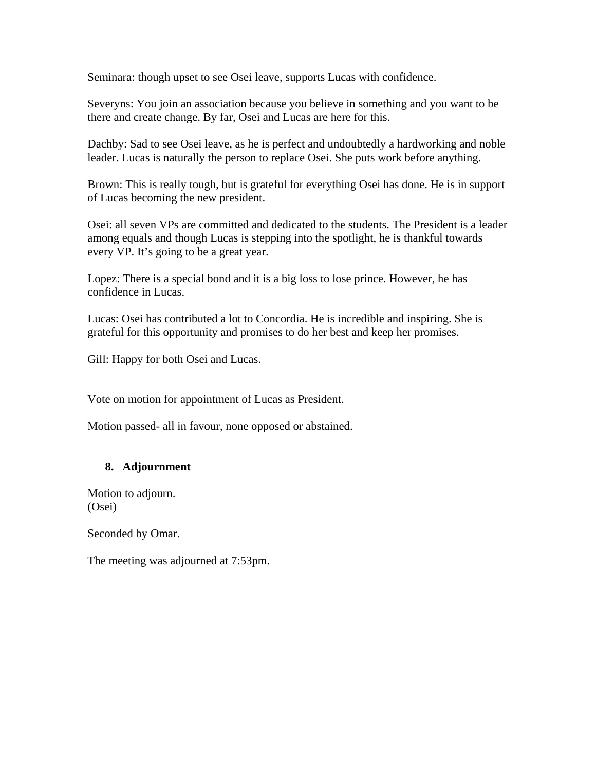Seminara: though upset to see Osei leave, supports Lucas with confidence.

Severyns: You join an association because you believe in something and you want to be there and create change. By far, Osei and Lucas are here for this.

Dachby: Sad to see Osei leave, as he is perfect and undoubtedly a hardworking and noble leader. Lucas is naturally the person to replace Osei. She puts work before anything.

Brown: This is really tough, but is grateful for everything Osei has done. He is in support of Lucas becoming the new president.

Osei: all seven VPs are committed and dedicated to the students. The President is a leader among equals and though Lucas is stepping into the spotlight, he is thankful towards every VP. It's going to be a great year.

Lopez: There is a special bond and it is a big loss to lose prince. However, he has confidence in Lucas.

Lucas: Osei has contributed a lot to Concordia. He is incredible and inspiring. She is grateful for this opportunity and promises to do her best and keep her promises.

Gill: Happy for both Osei and Lucas.

Vote on motion for appointment of Lucas as President.

Motion passed- all in favour, none opposed or abstained.

## 8. Adjournment

Motion to adjourn.
(Osei)

Seconded by Omar.

The meeting was adjourned at 7:53pm.